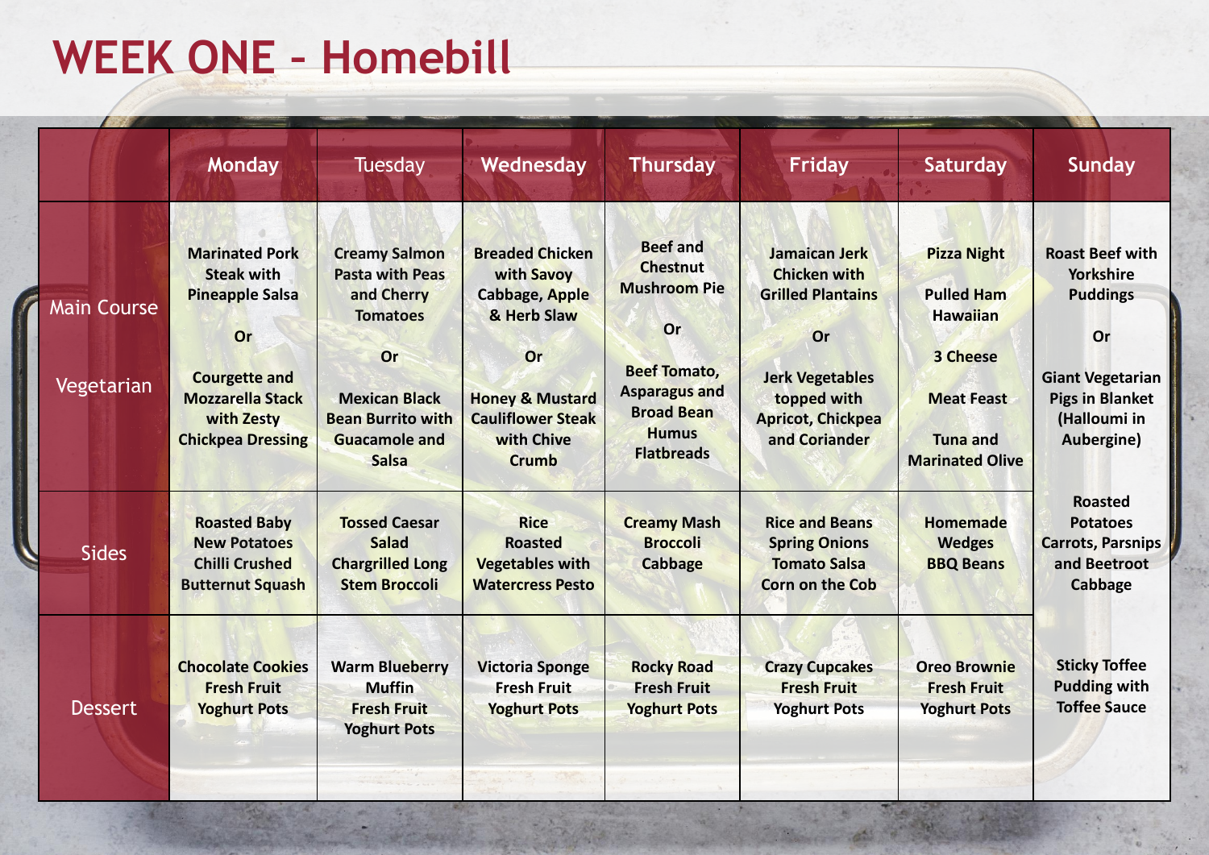# WEEK ONE – Homebill

| | Monday | Tuesday | Wednesday | Thursday | Friday | Saturday | Sunday |
|---|---|---|---|---|---|---|---|
| Main Course / Vegetarian | Marinated Pork Steak with Pineapple Salsa<br>Or<br>Courgette and Mozzarella Stack with Zesty Chickpea Dressing | Creamy Salmon Pasta with Peas and Cherry Tomatoes<br>Or<br>Mexican Black Bean Burrito with Guacamole and Salsa | Breaded Chicken with Savoy Cabbage, Apple & Herb Slaw<br>Or<br>Honey & Mustard Cauliflower Steak with Chive Crumb | Beef and Chestnut Mushroom Pie<br>Or<br>Beef Tomato, Asparagus and Broad Bean Humus Flatbreads | Jamaican Jerk Chicken with Grilled Plantains<br>Or<br>Jerk Vegetables topped with Apricot, Chickpea and Coriander | Pizza Night<br>Pulled Ham Hawaiian<br>3 Cheese<br>Meat Feast<br>Tuna and Marinated Olive | Roast Beef with Yorkshire Puddings<br>Or<br>Giant Vegetarian Pigs in Blanket (Halloumi in Aubergine) |
| Sides | Roasted Baby New Potatoes<br>Chilli Crushed Butternut Squash | Tossed Caesar Salad<br>Chargrilled Long Stem Broccoli | Rice<br>Roasted Vegetables with Watercress Pesto | Creamy Mash<br>Broccoli<br>Cabbage | Rice and Beans<br>Spring Onions<br>Tomato Salsa<br>Corn on the Cob | Homemade Wedges<br>BBQ Beans | Roasted Potatoes<br>Carrots, Parsnips and Beetroot<br>Cabbage |
| Dessert | Chocolate Cookies<br>Fresh Fruit<br>Yoghurt Pots | Warm Blueberry Muffin<br>Fresh Fruit<br>Yoghurt Pots | Victoria Sponge<br>Fresh Fruit<br>Yoghurt Pots | Rocky Road<br>Fresh Fruit<br>Yoghurt Pots | Crazy Cupcakes<br>Fresh Fruit<br>Yoghurt Pots | Oreo Brownie<br>Fresh Fruit<br>Yoghurt Pots | Sticky Toffee Pudding with Toffee Sauce |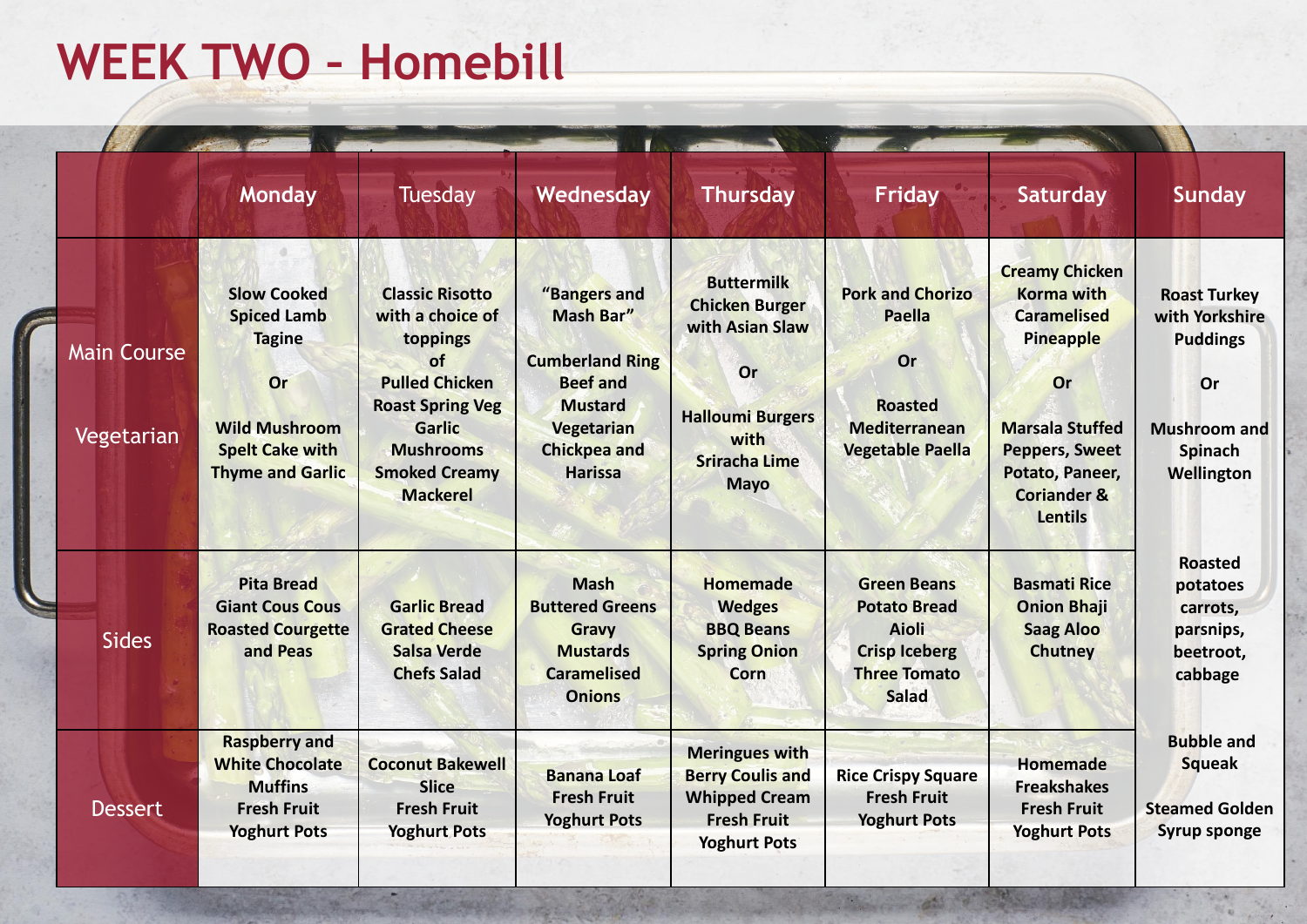# WEEK TWO – Homebill

| | Monday | Tuesday | Wednesday | Thursday | Friday | Saturday | Sunday |
|---|---|---|---|---|---|---|---|
| Main Course<br><br>Vegetarian | Slow Cooked Spiced Lamb Tagine<br><br>Or<br><br>Wild Mushroom Spelt Cake with Thyme and Garlic | Classic Risotto with a choice of toppings of<br>Pulled Chicken<br>Roast Spring Veg<br>Garlic Mushrooms<br>Smoked Creamy Mackerel | "Bangers and Mash Bar"<br><br>Cumberland Ring<br>Beef and Mustard<br>Vegetarian Chickpea and Harissa | Buttermilk Chicken Burger with Asian Slaw<br><br>Or<br><br>Halloumi Burgers with Sriracha Lime Mayo | Pork and Chorizo Paella<br><br>Or<br><br>Roasted Mediterranean Vegetable Paella | Creamy Chicken Korma with Caramelised Pineapple<br><br>Or<br><br>Marsala Stuffed Peppers, Sweet Potato, Paneer, Coriander & Lentils | Roast Turkey with Yorkshire Puddings<br><br>Or<br><br>Mushroom and Spinach Wellington |
| Sides | Pita Bread<br>Giant Cous Cous<br>Roasted Courgette and Peas | Garlic Bread<br>Grated Cheese<br>Salsa Verde<br>Chefs Salad | Mash<br>Buttered Greens<br>Gravy<br>Mustards<br>Caramelised Onions | Homemade Wedges<br>BBQ Beans<br>Spring Onion<br>Corn | Green Beans<br>Potato Bread<br>Aioli<br>Crisp Iceberg<br>Three Tomato Salad | Basmati Rice<br>Onion Bhaji<br>Saag Aloo<br>Chutney | Roasted potatoes carrots, parsnips, beetroot, cabbage<br><br>Bubble and Squeak |
| Dessert | Raspberry and White Chocolate Muffins<br>Fresh Fruit<br>Yoghurt Pots | Coconut Bakewell Slice<br>Fresh Fruit<br>Yoghurt Pots | Banana Loaf<br>Fresh Fruit<br>Yoghurt Pots | Meringues with Berry Coulis and Whipped Cream<br>Fresh Fruit<br>Yoghurt Pots | Rice Crispy Square<br>Fresh Fruit<br>Yoghurt Pots | Homemade Freakshakes<br>Fresh Fruit<br>Yoghurt Pots | Steamed Golden Syrup sponge |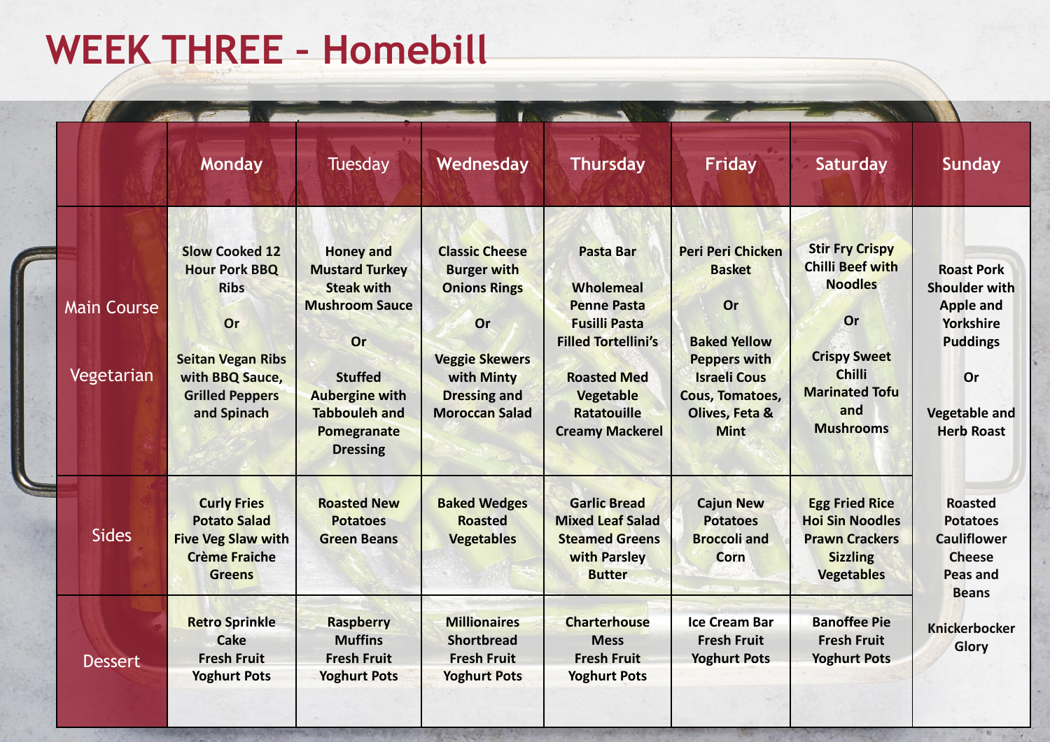# WEEK THREE – Homebill

| | Monday | Tuesday | Wednesday | Thursday | Friday | Saturday | Sunday |
|---|---|---|---|---|---|---|---|
| Main Course<br><br>Vegetarian | Slow Cooked 12 Hour Pork BBQ Ribs<br><br>Or<br><br>Seitan Vegan Ribs with BBQ Sauce, Grilled Peppers and Spinach | Honey and Mustard Turkey Steak with Mushroom Sauce<br><br>Or<br><br>Stuffed Aubergine with Tabbouleh and Pomegranate Dressing | Classic Cheese Burger with Onions Rings<br><br>Or<br><br>Veggie Skewers with Minty Dressing and Moroccan Salad | Pasta Bar<br><br>Wholemeal Penne Pasta Fusilli Pasta Filled Tortellini's<br><br>Roasted Med Vegetable Ratatouille Creamy Mackerel | Peri Peri Chicken Basket<br><br>Or<br><br>Baked Yellow Peppers with Israeli Cous Cous, Tomatoes, Olives, Feta & Mint | Stir Fry Crispy Chilli Beef with Noodles<br><br>Or<br><br>Crispy Sweet Chilli Marinated Tofu and Mushrooms | Roast Pork Shoulder with Apple and Yorkshire Puddings<br><br>Or<br><br>Vegetable and Herb Roast |
| Sides | Curly Fries<br>Potato Salad<br>Five Veg Slaw with Crème Fraiche<br>Greens | Roasted New Potatoes<br>Green Beans | Baked Wedges<br>Roasted Vegetables | Garlic Bread<br>Mixed Leaf Salad<br>Steamed Greens with Parsley Butter | Cajun New Potatoes<br>Broccoli and Corn | Egg Fried Rice<br>Hoi Sin Noodles<br>Prawn Crackers<br>Sizzling Vegetables | Roasted Potatoes<br>Cauliflower Cheese<br>Peas and Beans |
| Dessert | Retro Sprinkle Cake<br>Fresh Fruit<br>Yoghurt Pots | Raspberry Muffins<br>Fresh Fruit<br>Yoghurt Pots | Millionaires Shortbread<br>Fresh Fruit<br>Yoghurt Pots | Charterhouse Mess<br>Fresh Fruit<br>Yoghurt Pots | Ice Cream Bar<br>Fresh Fruit<br>Yoghurt Pots | Banoffee Pie<br>Fresh Fruit<br>Yoghurt Pots | Knickerbocker Glory |